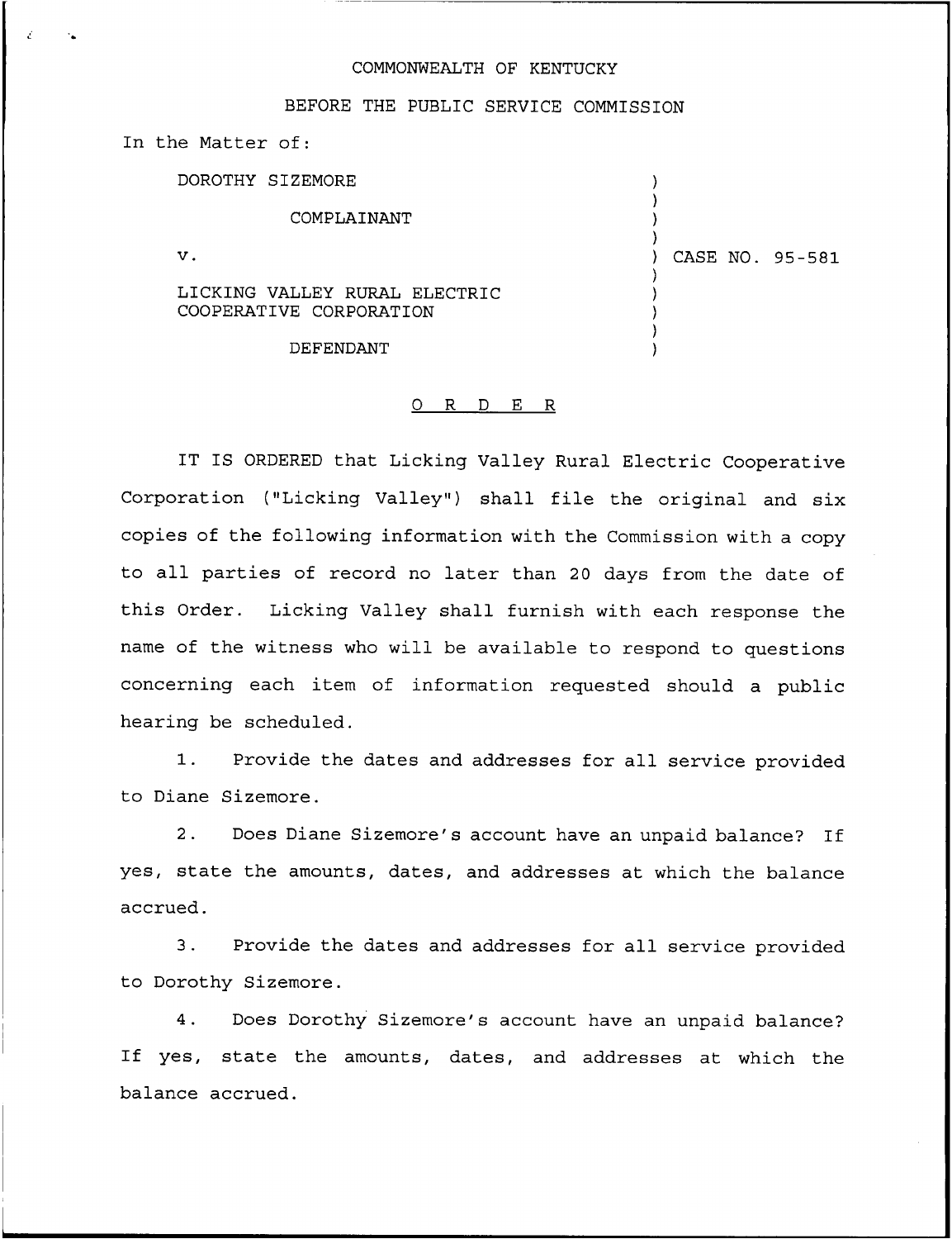COMMONWEALTH OF KENTUCKY

BEFORE THE PUBLIC SERVICE COMMISSION

In the Matter of:

DOROTHY SIZEMORE

COMPLAINANT

v.

LICKING VALLEY RURAL ELECTRIC COOPERATIVE CORPORATION

DEFENDANT

CASE NO. 95-581

# O R D E R

IT IS ORDERED that Licking Valley Rural Electric Cooperative Corporation ("Licking Valley") shall file the original and six copies of the following information with the Commission with a copy to all parties of record no later than 20 days from the date of this Order. Licking Valley shall furnish with each response the name of the witness who will be available to respond to questions concerning each item of information requested should a public hearing be scheduled.

1. Provide the dates and addresses for all service provided to Diane Sizemore.

2. Does Diane Sizemore's account have an unpaid balance? If yes, state the amounts, dates, and addresses at which the balance accrued.

3. Provide the dates and addresses for all service provided to Dorothy Sizemore.

4. Does Dorothy Sizemore's account have an unpaid balance? If yes, state the amounts, dates, and addresses at which the balance accrued.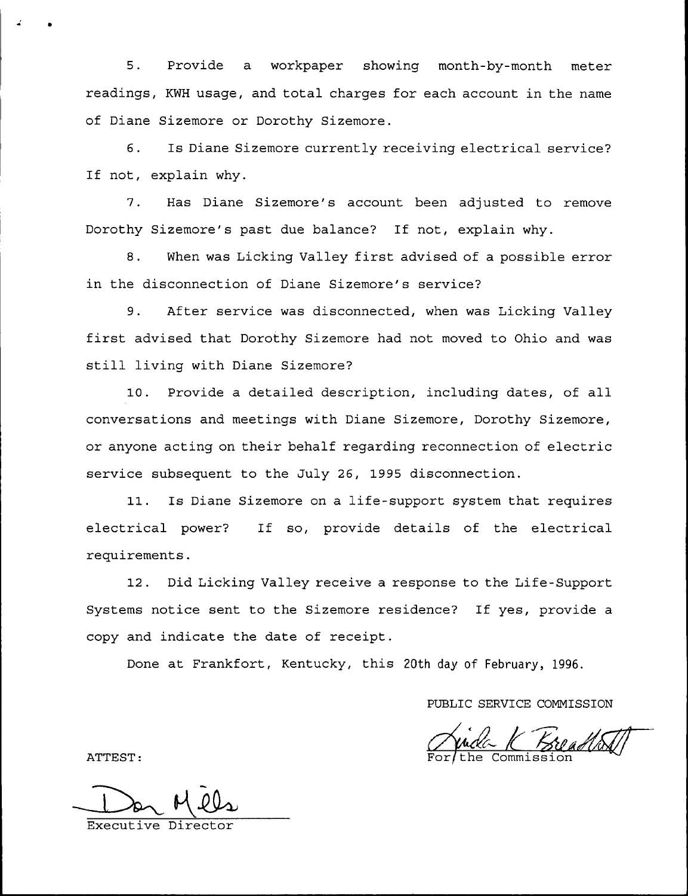5. Provide a workpaper showing month-by-month meter readings, KWH usage, and total charges for each account in the name of Diane Sizemore or Dorothy Sizemore.

6. Is Diane Sizemore currently receiving electrical service? If not, explain why.

7. Has Diane Sizemore's account been adjusted to remove Dorothy Sizemore's past due balance? If not, explain why.

8. When was Licking Valley first advised of a possible error in the disconnection of Diane Sizemore's service?

9. After service was disconnected, when was Licking Valley first advised that Dorothy Sizemore had not moved to Ohio and was still living with Diane Sizemore?

10. Provide a detailed description, including dates, of all conversations and meetings with Diane Sizemore, Dorothy Sizemore, or anyone acting on their behalf regarding reconnection of electric service subsequent to the July 26, 1995 disconnection.

11. Is Diane Sizemore on a life-support system that requires electrical power? If so, provide details of the electrical requirements.

12. Did Licking Valley receive a response to the Life-Support Systems notice sent to the Sizemore residence? If yes, provide a copy and indicate the date of receipt.

Done at Frankfort, Kentucky, this 20th day of February, 1996.

PUBLIC SERVICE COMMISSION

For the Commission

ATTEST:

Executive Director